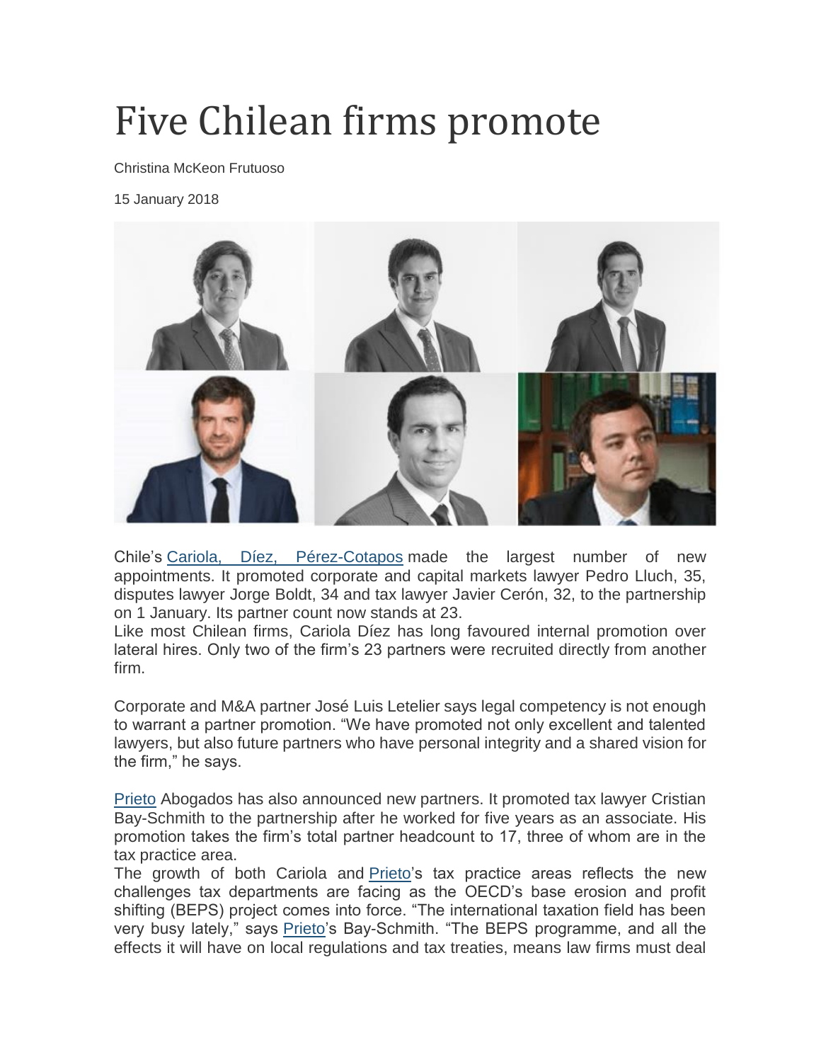# Five Chilean firms promote

Christina McKeon Frutuoso

15 January 2018

Chile's Cariola, Díez, Pérez-Cotapos made the largest number of new appointments. It promoted corporate and capital markets lawyer Pedro Lluch, 35, disputes lawyer Jorge Boldt, 34 and tax lawyer Javier Cerón, 32, to the partnership on 1 January. Its partner count now stands at 23.

Like most Chilean firms, Cariola Díez has long favoured internal promotion over lateral hires. Only two of the firm's 23 partners were recruited directly from another firm.

Corporate and M&A partner José Luis Letelier says legal competency is not enough to warrant a partner promotion. "We have promoted not only excellent and talented lawyers, but also future partners who have personal integrity and a shared vision for the firm," he says.

Prieto Abogados has also announced new partners. It promoted tax lawyer Cristian Bay-Schmith to the partnership after he worked for five years as an associate. His promotion takes the firm's total partner headcount to 17, three of whom are in the tax practice area.

The growth of both Cariola and Prieto's tax practice areas reflects the new challenges tax departments are facing as the OECD's base erosion and profit shifting (BEPS) project comes into force. "The international taxation field has been very busy lately," says Prieto's Bay-Schmith. "The BEPS programme, and all the effects it will have on local regulations and tax treaties, means law firms must deal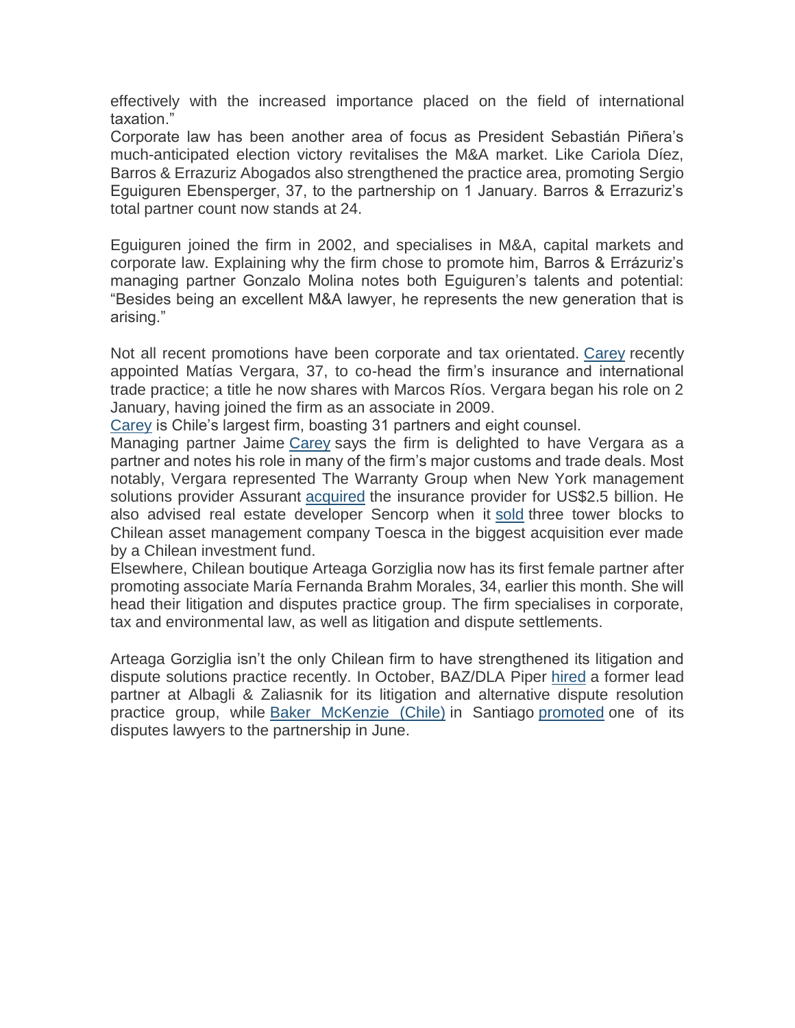effectively with the increased importance placed on the field of international taxation."

Corporate law has been another area of focus as President Sebastián Piñera's much-anticipated election victory revitalises the M&A market. Like Cariola Díez, Barros & Errazuriz Abogados also strengthened the practice area, promoting Sergio Eguiguren Ebensperger, 37, to the partnership on 1 January. Barros & Errazuriz's total partner count now stands at 24.

Eguiguren joined the firm in 2002, and specialises in M&A, capital markets and corporate law. Explaining why the firm chose to promote him, Barros & Errázuriz's managing partner Gonzalo Molina notes both Eguiguren's talents and potential: "Besides being an excellent M&A lawyer, he represents the new generation that is arising."

Not all recent promotions have been corporate and tax orientated. Carey recently appointed Matías Vergara, 37, to co-head the firm's insurance and international trade practice; a title he now shares with Marcos Ríos. Vergara began his role on 2 January, having joined the firm as an associate in 2009.

Carey is Chile's largest firm, boasting 31 partners and eight counsel.

Managing partner Jaime Carey says the firm is delighted to have Vergara as a partner and notes his role in many of the firm's major customs and trade deals. Most notably, Vergara represented The Warranty Group when New York management solutions provider Assurant acquired the insurance provider for US$2.5 billion. He also advised real estate developer Sencorp when it sold three tower blocks to Chilean asset management company Toesca in the biggest acquisition ever made by a Chilean investment fund.

Elsewhere, Chilean boutique Arteaga Gorziglia now has its first female partner after promoting associate María Fernanda Brahm Morales, 34, earlier this month. She will head their litigation and disputes practice group. The firm specialises in corporate, tax and environmental law, as well as litigation and dispute settlements.

Arteaga Gorziglia isn't the only Chilean firm to have strengthened its litigation and dispute solutions practice recently. In October, BAZ/DLA Piper hired a former lead partner at Albagli & Zaliasnik for its litigation and alternative dispute resolution practice group, while Baker McKenzie (Chile) in Santiago promoted one of its disputes lawyers to the partnership in June.